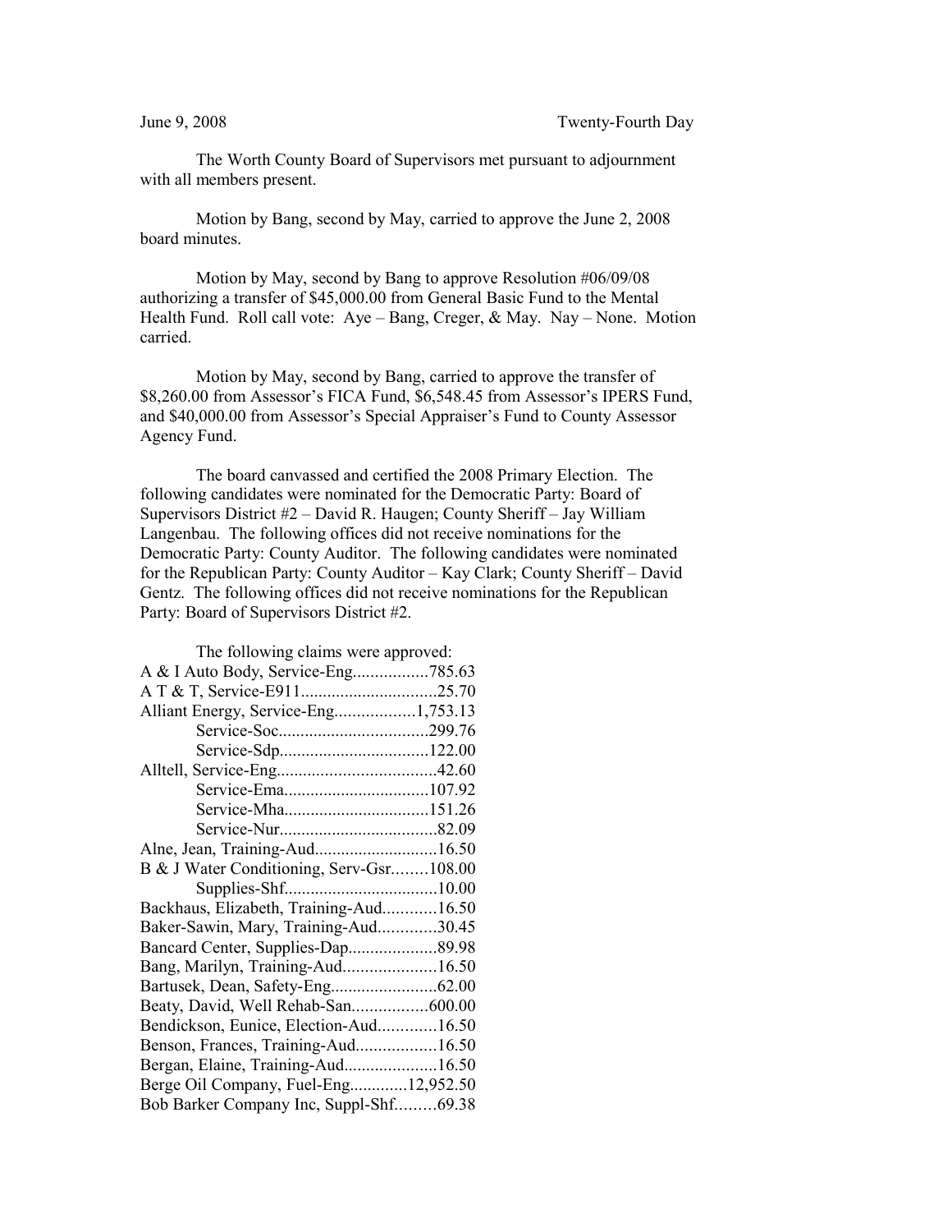June 9, 2008 Twenty-Fourth Day

The Worth County Board of Supervisors met pursuant to adjournment with all members present.

Motion by Bang, second by May, carried to approve the June 2, 2008 board minutes.

Motion by May, second by Bang to approve Resolution #06/09/08 authorizing a transfer of $45,000.00 from General Basic Fund to the Mental Health Fund. Roll call vote: Aye – Bang, Creger, & May. Nay – None. Motion carried.

Motion by May, second by Bang, carried to approve the transfer of $8,260.00 from Assessor's FICA Fund, $6,548.45 from Assessor's IPERS Fund, and $40,000.00 from Assessor's Special Appraiser's Fund to County Assessor Agency Fund.

The board canvassed and certified the 2008 Primary Election. The following candidates were nominated for the Democratic Party: Board of Supervisors District #2 – David R. Haugen; County Sheriff – Jay William Langenbau. The following offices did not receive nominations for the Democratic Party: County Auditor. The following candidates were nominated for the Republican Party: County Auditor – Kay Clark; County Sheriff – David Gentz. The following offices did not receive nominations for the Republican Party: Board of Supervisors District #2.

The following claims were approved:

A & I Auto Body, Service-Eng.................785.63
A T & T, Service-E911...............................25.70
Alliant Energy, Service-Eng..................1,753.13
Service-Soc.................................299.76
Service-Sdp.................................122.00
Alltell, Service-Eng....................................42.60
Service-Ema................................107.92
Service-Mha................................151.26
Service-Nur...................................82.09
Alne, Jean, Training-Aud............................16.50
B & J Water Conditioning, Serv-Gsr........108.00
Supplies-Shf..................................10.00
Backhaus, Elizabeth, Training-Aud............16.50
Baker-Sawin, Mary, Training-Aud.............30.45
Bancard Center, Supplies-Dap...................89.98
Bang, Marilyn, Training-Aud.....................16.50
Bartusek, Dean, Safety-Eng........................62.00
Beaty, David, Well Rehab-San.................600.00
Bendickson, Eunice, Election-Aud.............16.50
Benson, Frances, Training-Aud..................16.50
Bergan, Elaine, Training-Aud.....................16.50
Berge Oil Company, Fuel-Eng.............12,952.50
Bob Barker Company Inc, Suppl-Shf.........69.38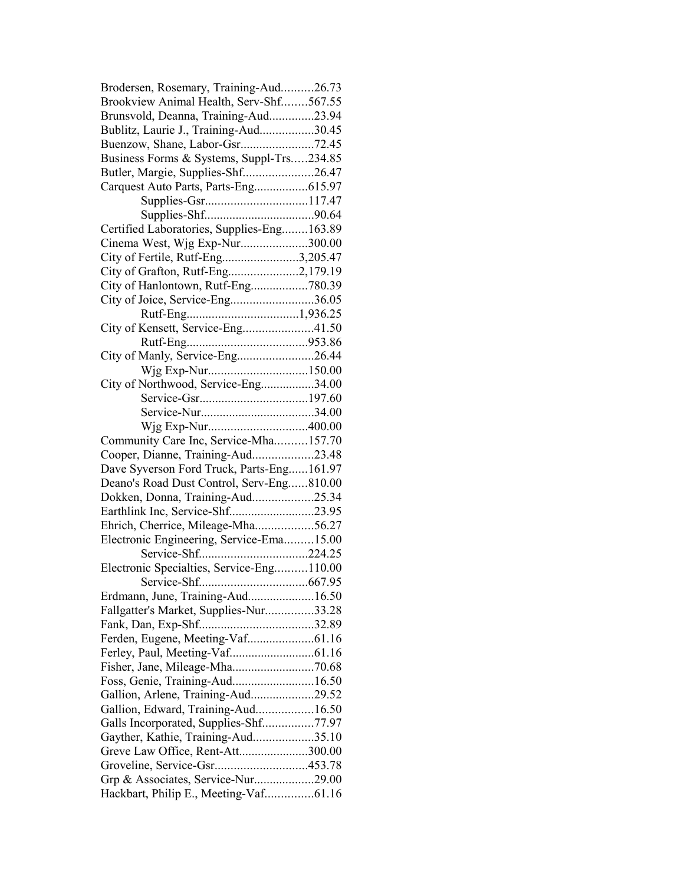Brodersen, Rosemary, Training-Aud..........26.73
Brookview Animal Health, Serv-Shf........567.55
Brunsvold, Deanna, Training-Aud..............23.94
Bublitz, Laurie J., Training-Aud.................30.45
Buenzow, Shane, Labor-Gsr.......................72.45
Business Forms & Systems, Suppl-Trs.....234.85
Butler, Margie, Supplies-Shf......................26.47
Carquest Auto Parts, Parts-Eng.................615.97
Supplies-Gsr................................117.47
Supplies-Shf..................................90.64
Certified Laboratories, Supplies-Eng........163.89
Cinema West, Wjg Exp-Nur.....................300.00
City of Fertile, Rutf-Eng........................3,205.47
City of Grafton, Rutf-Eng......................2,179.19
City of Hanlontown, Rutf-Eng..................780.39
City of Joice, Service-Eng..........................36.05
Rutf-Eng...................................1,936.25
City of Kensett, Service-Eng......................41.50
Rutf-Eng.....................................953.86
City of Manly, Service-Eng........................26.44
Wjg Exp-Nur...............................150.00
City of Northwood, Service-Eng.................34.00
Service-Gsr..................................197.60
Service-Nur....................................34.00
Wjg Exp-Nur...............................400.00
Community Care Inc, Service-Mha..........157.70
Cooper, Dianne, Training-Aud...................23.48
Dave Syverson Ford Truck, Parts-Eng......161.97
Deano's Road Dust Control, Serv-Eng......810.00
Dokken, Donna, Training-Aud...................25.34
Earthlink Inc, Service-Shf..........................23.95
Ehrich, Cherrice, Mileage-Mha..................56.27
Electronic Engineering, Service-Ema.........15.00
Service-Shf.................................224.25
Electronic Specialties, Service-Eng..........110.00
Service-Shf.................................667.95
Erdmann, June, Training-Aud.....................16.50
Fallgatter's Market, Supplies-Nur...............33.28
Fank, Dan, Exp-Shf....................................32.89
Ferden, Eugene, Meeting-Vaf.....................61.16
Ferley, Paul, Meeting-Vaf..........................61.16
Fisher, Jane, Mileage-Mha..........................70.68
Foss, Genie, Training-Aud..........................16.50
Gallion, Arlene, Training-Aud....................29.52
Gallion, Edward, Training-Aud..................16.50
Galls Incorporated, Supplies-Shf................77.97
Gayther, Kathie, Training-Aud...................35.10
Greve Law Office, Rent-Att......................300.00
Groveline, Service-Gsr.............................453.78
Grp & Associates, Service-Nur...................29.00
Hackbart, Philip E., Meeting-Vaf...............61.16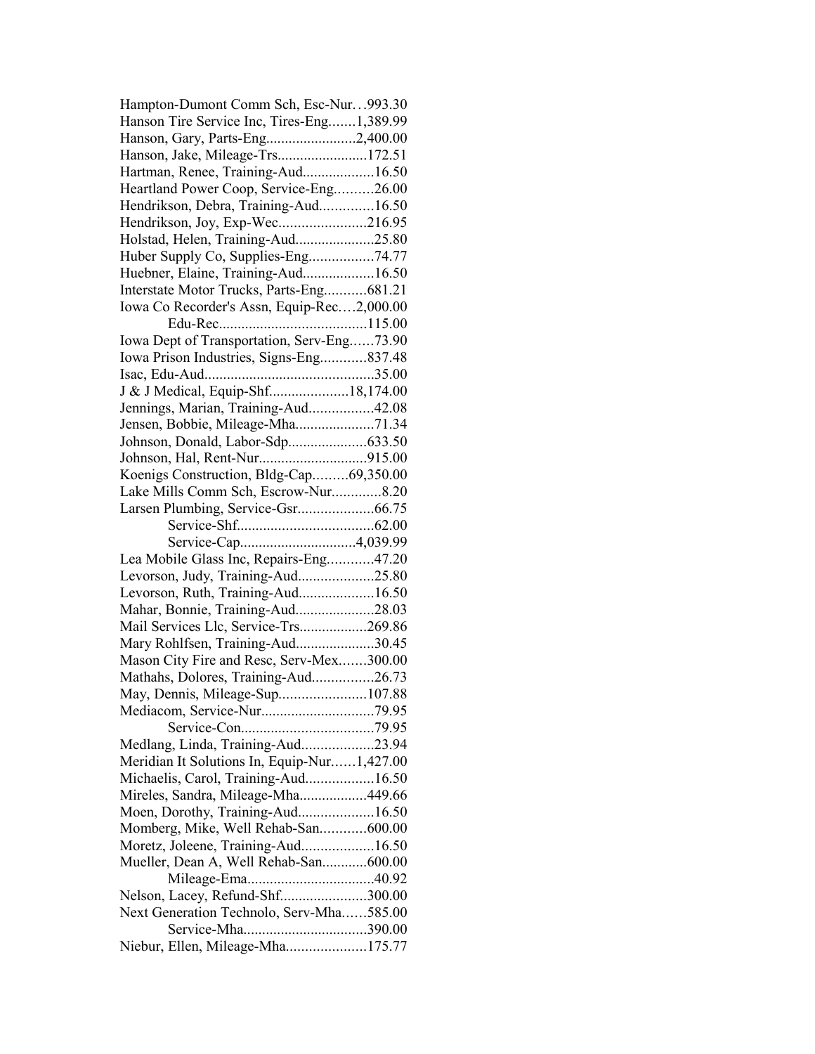Hampton-Dumont Comm Sch, Esc-Nur…993.30
Hanson Tire Service Inc, Tires-Eng.......1,389.99
Hanson, Gary, Parts-Eng........................2,400.00
Hanson, Jake, Mileage-Trs........................172.51
Hartman, Renee, Training-Aud...................16.50
Heartland Power Coop, Service-Eng..........26.00
Hendrikson, Debra, Training-Aud..............16.50
Hendrikson, Joy, Exp-Wec.......................216.95
Holstad, Helen, Training-Aud.....................25.80
Huber Supply Co, Supplies-Eng.................74.77
Huebner, Elaine, Training-Aud...................16.50
Interstate Motor Trucks, Parts-Eng...........681.21
Iowa Co Recorder's Assn, Equip-Rec….2,000.00
Edu-Rec.......................................115.00
Iowa Dept of Transportation, Serv-Eng……73.90
Iowa Prison Industries, Signs-Eng............837.48
Isac, Edu-Aud.............................................35.00
J & J Medical, Equip-Shf.....................18,174.00
Jennings, Marian, Training-Aud.................42.08
Jensen, Bobbie, Mileage-Mha.....................71.34
Johnson, Donald, Labor-Sdp.....................633.50
Johnson, Hal, Rent-Nur............................915.00
Koenigs Construction, Bldg-Cap.........69,350.00
Lake Mills Comm Sch, Escrow-Nur.............8.20
Larsen Plumbing, Service-Gsr....................66.75
Service-Shf....................................62.00
Service-Cap..............................4,039.99
Lea Mobile Glass Inc, Repairs-Eng............47.20
Levorson, Judy, Training-Aud....................25.80
Levorson, Ruth, Training-Aud....................16.50
Mahar, Bonnie, Training-Aud.....................28.03
Mail Services Llc, Service-Trs..................269.86
Mary Rohlfsen, Training-Aud.....................30.45
Mason City Fire and Resc, Serv-Mex.......300.00
Mathahs, Dolores, Training-Aud................26.73
May, Dennis, Mileage-Sup.......................107.88
Mediacom, Service-Nur..............................79.95
Service-Con...................................79.95
Medlang, Linda, Training-Aud...................23.94
Meridian It Solutions In, Equip-Nur……1,427.00
Michaelis, Carol, Training-Aud..................16.50
Mireles, Sandra, Mileage-Mha..................449.66
Moen, Dorothy, Training-Aud....................16.50
Momberg, Mike, Well Rehab-San............600.00
Moretz, Joleene, Training-Aud...................16.50
Mueller, Dean A, Well Rehab-San............600.00
Mileage-Ema..................................40.92
Nelson, Lacey, Refund-Shf.......................300.00
Next Generation Technolo, Serv-Mha……585.00
Service-Mha.................................390.00
Niebur, Ellen, Mileage-Mha.....................175.77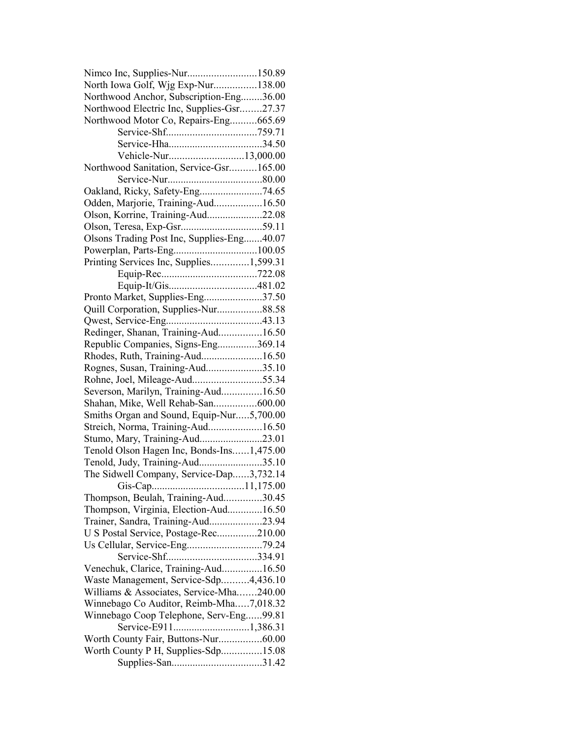Nimco Inc, Supplies-Nur..........................150.89
North Iowa Golf, Wjg Exp-Nur................138.00
Northwood Anchor, Subscription-Eng........36.00
Northwood Electric Inc, Supplies-Gsr........27.37
Northwood Motor Co, Repairs-Eng..........665.69
Service-Shf..................................759.71
Service-Hha...................................34.50
Vehicle-Nur............................13,000.00
Northwood Sanitation, Service-Gsr..........165.00
Service-Nur....................................80.00
Oakland, Ricky, Safety-Eng........................74.65
Odden, Marjorie, Training-Aud..................16.50
Olson, Korrine, Training-Aud.....................22.08
Olson, Teresa, Exp-Gsr...............................59.11
Olsons Trading Post Inc, Supplies-Eng.......40.07
Powerplan, Parts-Eng................................100.05
Printing Services Inc, Supplies..............1,599.31
Equip-Rec....................................722.08
Equip-It/Gis.................................481.02
Pronto Market, Supplies-Eng......................37.50
Quill Corporation, Supplies-Nur.................88.58
Qwest, Service-Eng....................................43.13
Redinger, Shanan, Training-Aud................16.50
Republic Companies, Signs-Eng...............369.14
Rhodes, Ruth, Training-Aud.......................16.50
Rognes, Susan, Training-Aud.....................35.10
Rohne, Joel, Mileage-Aud..........................55.34
Severson, Marilyn, Training-Aud...............16.50
Shahan, Mike, Well Rehab-San................600.00
Smiths Organ and Sound, Equip-Nur.....5,700.00
Streich, Norma, Training-Aud....................16.50
Stumo, Mary, Training-Aud........................23.01
Tenold Olson Hagen Inc, Bonds-Ins......1,475.00
Tenold, Judy, Training-Aud........................35.10
The Sidwell Company, Service-Dap......3,732.14
Gis-Cap..................................11,175.00
Thompson, Beulah, Training-Aud..............30.45
Thompson, Virginia, Election-Aud.............16.50
Trainer, Sandra, Training-Aud....................23.94
U S Postal Service, Postage-Rec...............210.00
Us Cellular, Service-Eng............................79.24
Service-Shf..................................334.91
Venechuk, Clarice, Training-Aud...............16.50
Waste Management, Service-Sdp..........4,436.10
Williams & Associates, Service-Mha.......240.00
Winnebago Co Auditor, Reimb-Mha.....7,018.32
Winnebago Coop Telephone, Serv-Eng......99.81
Service-E911.............................1,386.31
Worth County Fair, Buttons-Nur................60.00
Worth County P H, Supplies-Sdp...............15.08
Supplies-San.................................31.42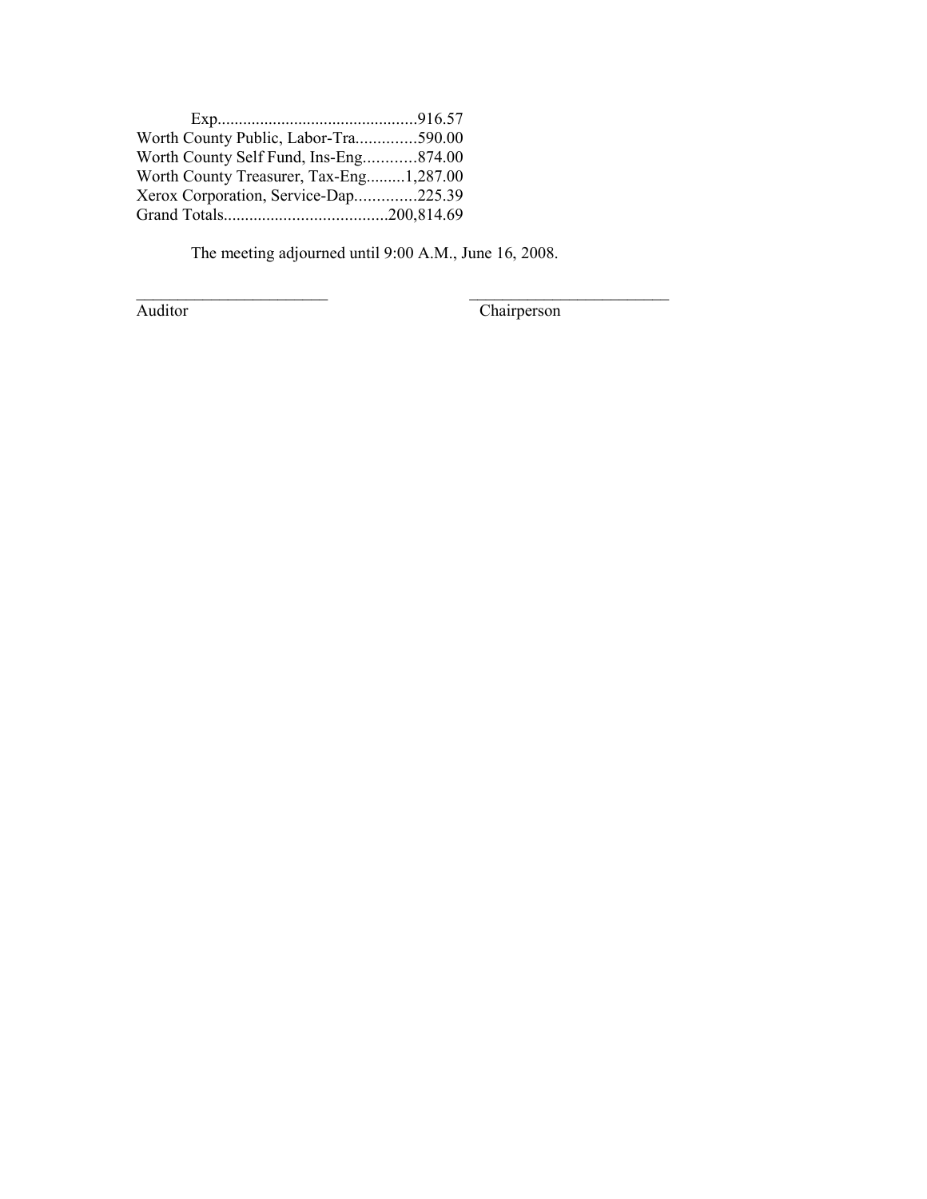Exp..............................................916.57
Worth County Public, Labor-Tra..............590.00
Worth County Self Fund, Ins-Eng............874.00
Worth County Treasurer, Tax-Eng.........1,287.00
Xerox Corporation, Service-Dap..............225.39
Grand Totals......................................200,814.69

The meeting adjourned until 9:00 A.M., June 16, 2008.

________________________ ________________________
Auditor Chairperson